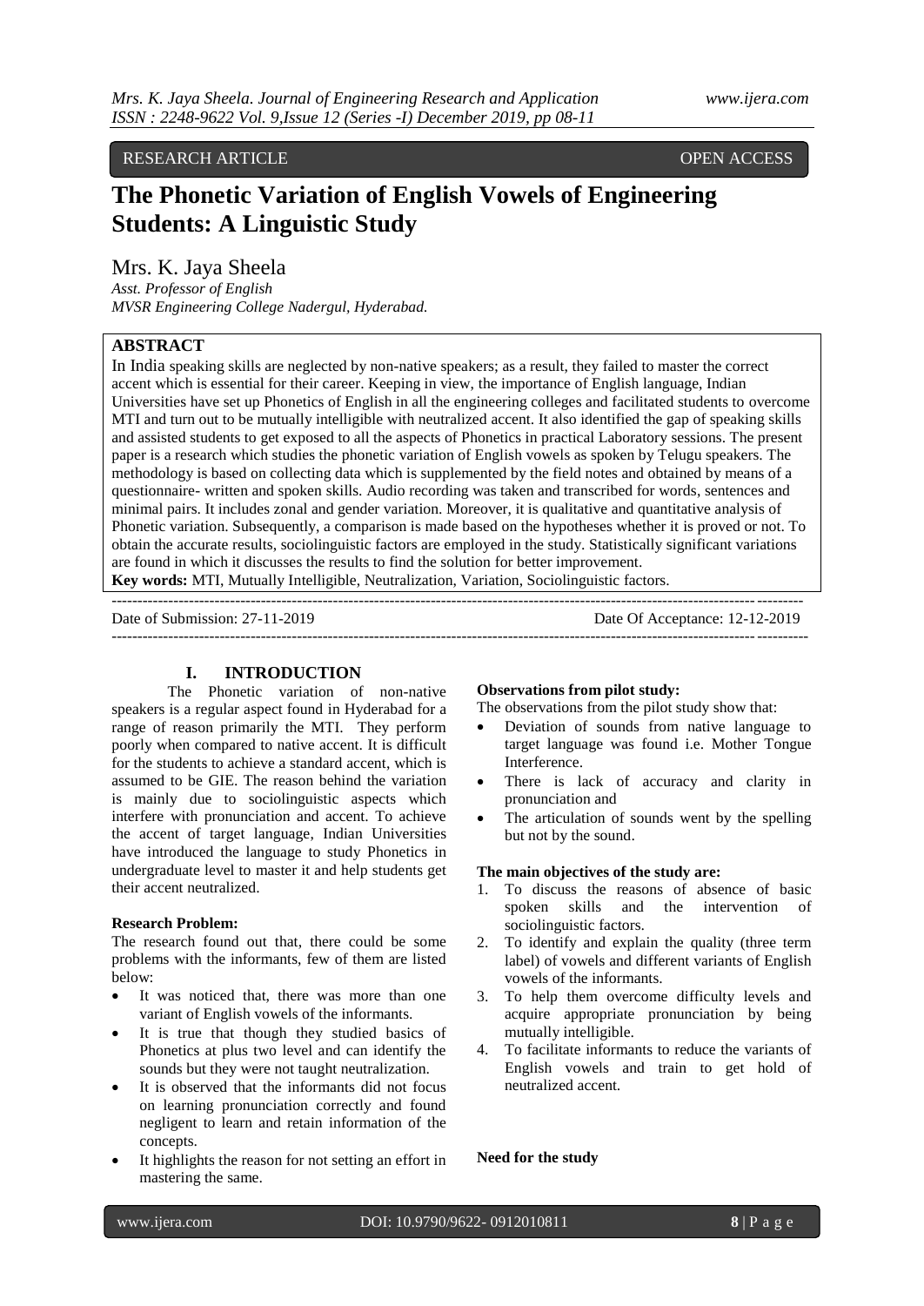RESEARCH ARTICLE OPEN ACCESS

# The Phonetic Variation of English Vowels of Engineering Students: A Linguistic Study

Mrs. K. Jaya Sheela
*Asst. Professor of English*
*MVSR Engineering College Nadergul, Hyderabad.*

## ABSTRACT

In India speaking skills are neglected by non-native speakers; as a result, they failed to master the correct accent which is essential for their career. Keeping in view, the importance of English language, Indian Universities have set up Phonetics of English in all the engineering colleges and facilitated students to overcome MTI and turn out to be mutually intelligible with neutralized accent. It also identified the gap of speaking skills and assisted students to get exposed to all the aspects of Phonetics in practical Laboratory sessions. The present paper is a research which studies the phonetic variation of English vowels as spoken by Telugu speakers. The methodology is based on collecting data which is supplemented by the field notes and obtained by means of a questionnaire- written and spoken skills. Audio recording was taken and transcribed for words, sentences and minimal pairs. It includes zonal and gender variation. Moreover, it is qualitative and quantitative analysis of Phonetic variation. Subsequently, a comparison is made based on the hypotheses whether it is proved or not. To obtain the accurate results, sociolinguistic factors are employed in the study. Statistically significant variations are found in which it discusses the results to find the solution for better improvement.

**Key words:** MTI, Mutually Intelligible, Neutralization, Variation, Sociolinguistic factors.

Date of Submission: 27-11-2019 Date Of Acceptance: 12-12-2019

## I. INTRODUCTION

The Phonetic variation of non-native speakers is a regular aspect found in Hyderabad for a range of reason primarily the MTI. They perform poorly when compared to native accent. It is difficult for the students to achieve a standard accent, which is assumed to be GIE. The reason behind the variation is mainly due to sociolinguistic aspects which interfere with pronunciation and accent. To achieve the accent of target language, Indian Universities have introduced the language to study Phonetics in undergraduate level to master it and help students get their accent neutralized.

**Research Problem:**

The research found out that, there could be some problems with the informants, few of them are listed below:

- It was noticed that, there was more than one variant of English vowels of the informants.
- It is true that though they studied basics of Phonetics at plus two level and can identify the sounds but they were not taught neutralization.
- It is observed that the informants did not focus on learning pronunciation correctly and found negligent to learn and retain information of the concepts.
- It highlights the reason for not setting an effort in mastering the same.

**Observations from pilot study:**

The observations from the pilot study show that:

- Deviation of sounds from native language to target language was found i.e. Mother Tongue Interference.
- There is lack of accuracy and clarity in pronunciation and
- The articulation of sounds went by the spelling but not by the sound.

**The main objectives of the study are:**

1. To discuss the reasons of absence of basic spoken skills and the intervention of sociolinguistic factors.
2. To identify and explain the quality (three term label) of vowels and different variants of English vowels of the informants.
3. To help them overcome difficulty levels and acquire appropriate pronunciation by being mutually intelligible.
4. To facilitate informants to reduce the variants of English vowels and train to get hold of neutralized accent.

**Need for the study**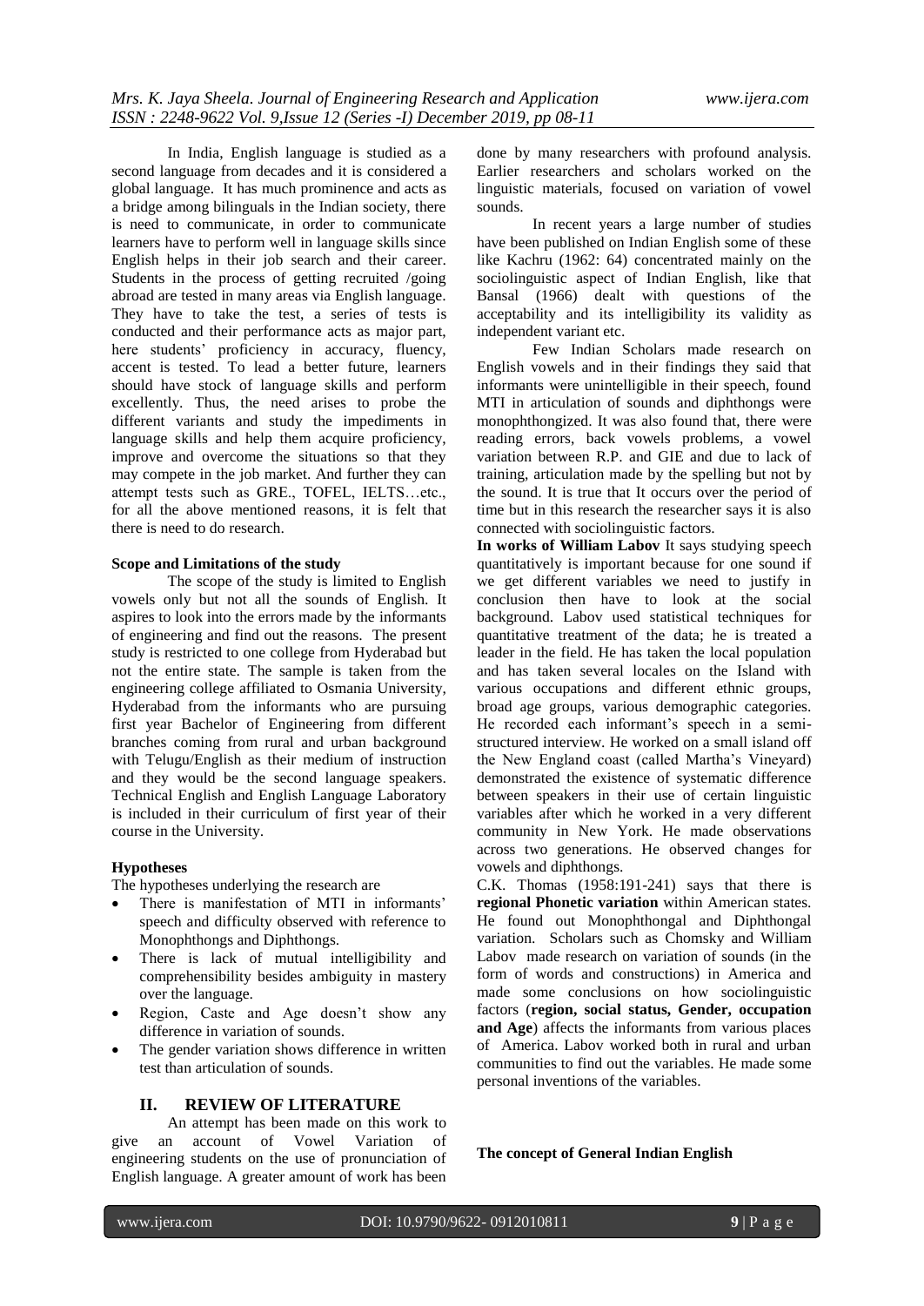In India, English language is studied as a second language from decades and it is considered a global language. It has much prominence and acts as a bridge among bilinguals in the Indian society, there is need to communicate, in order to communicate learners have to perform well in language skills since English helps in their job search and their career. Students in the process of getting recruited /going abroad are tested in many areas via English language. They have to take the test, a series of tests is conducted and their performance acts as major part, here students' proficiency in accuracy, fluency, accent is tested. To lead a better future, learners should have stock of language skills and perform excellently. Thus, the need arises to probe the different variants and study the impediments in language skills and help them acquire proficiency, improve and overcome the situations so that they may compete in the job market. And further they can attempt tests such as GRE., TOFEL, IELTS…etc., for all the above mentioned reasons, it is felt that there is need to do research.

**Scope and Limitations of the study**

The scope of the study is limited to English vowels only but not all the sounds of English. It aspires to look into the errors made by the informants of engineering and find out the reasons. The present study is restricted to one college from Hyderabad but not the entire state. The sample is taken from the engineering college affiliated to Osmania University, Hyderabad from the informants who are pursuing first year Bachelor of Engineering from different branches coming from rural and urban background with Telugu/English as their medium of instruction and they would be the second language speakers. Technical English and English Language Laboratory is included in their curriculum of first year of their course in the University.

**Hypotheses**

The hypotheses underlying the research are

- There is manifestation of MTI in informants' speech and difficulty observed with reference to Monophthongs and Diphthongs.
- There is lack of mutual intelligibility and comprehensibility besides ambiguity in mastery over the language.
- Region, Caste and Age doesn't show any difference in variation of sounds.
- The gender variation shows difference in written test than articulation of sounds.

## II. REVIEW OF LITERATURE

An attempt has been made on this work to give an account of Vowel Variation of engineering students on the use of pronunciation of English language. A greater amount of work has been done by many researchers with profound analysis. Earlier researchers and scholars worked on the linguistic materials, focused on variation of vowel sounds.

In recent years a large number of studies have been published on Indian English some of these like Kachru (1962: 64) concentrated mainly on the sociolinguistic aspect of Indian English, like that Bansal (1966) dealt with questions of the acceptability and its intelligibility its validity as independent variant etc.

Few Indian Scholars made research on English vowels and in their findings they said that informants were unintelligible in their speech, found MTI in articulation of sounds and diphthongs were monophthongized. It was also found that, there were reading errors, back vowels problems, a vowel variation between R.P. and GIE and due to lack of training, articulation made by the spelling but not by the sound. It is true that It occurs over the period of time but in this research the researcher says it is also connected with sociolinguistic factors.

**In works of William Labov** It says studying speech quantitatively is important because for one sound if we get different variables we need to justify in conclusion then have to look at the social background. Labov used statistical techniques for quantitative treatment of the data; he is treated a leader in the field. He has taken the local population and has taken several locales on the Island with various occupations and different ethnic groups, broad age groups, various demographic categories. He recorded each informant's speech in a semi-structured interview. He worked on a small island off the New England coast (called Martha's Vineyard) demonstrated the existence of systematic difference between speakers in their use of certain linguistic variables after which he worked in a very different community in New York. He made observations across two generations. He observed changes for vowels and diphthongs.

C.K. Thomas (1958:191-241) says that there is **regional Phonetic variation** within American states. He found out Monophthongal and Diphthongal variation. Scholars such as Chomsky and William Labov made research on variation of sounds (in the form of words and constructions) in America and made some conclusions on how sociolinguistic factors (**region, social status, Gender, occupation and Age**) affects the informants from various places of America. Labov worked both in rural and urban communities to find out the variables. He made some personal inventions of the variables.

**The concept of General Indian English**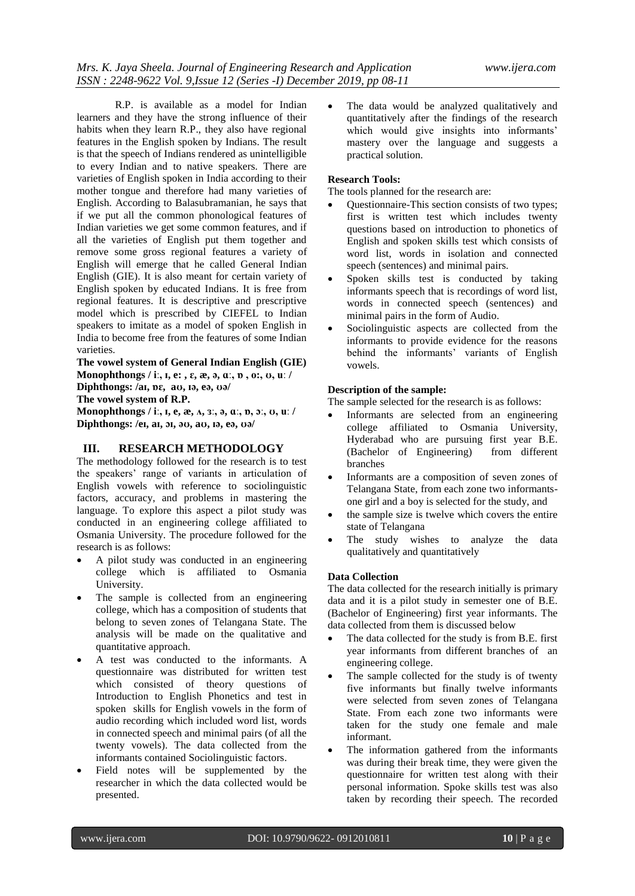R.P. is available as a model for Indian learners and they have the strong influence of their habits when they learn R.P., they also have regional features in the English spoken by Indians. The result is that the speech of Indians rendered as unintelligible to every Indian and to native speakers. There are varieties of English spoken in India according to their mother tongue and therefore had many varieties of English. According to Balasubramanian, he says that if we put all the common phonological features of Indian varieties we get some common features, and if all the varieties of English put them together and remove some gross regional features a variety of English will emerge that he called General Indian English (GIE). It is also meant for certain variety of English spoken by educated Indians. It is free from regional features. It is descriptive and prescriptive model which is prescribed by CIEFEL to Indian speakers to imitate as a model of spoken English in India to become free from the features of some Indian varieties.

**The vowel system of General Indian English (GIE)**
**Monophthongs / iː, ɪ, e: , ɛ, æ, ə, ɑː, ɒ , o:, ʊ, uː /**
**Diphthongs: /aɪ, ɒɛ, aʊ, ɪə, eə, ʊə/**
**The vowel system of R.P.**
**Monophthongs / iː, ɪ, e, æ, ʌ, ɜː, ə, ɑː, ɒ, ɔː, ʊ, uː /**
**Diphthongs: /eɪ, aɪ, ɔɪ, əʊ, aʊ, ɪə, eə, ʊə/**

## III. RESEARCH METHODOLOGY

The methodology followed for the research is to test the speakers' range of variants in articulation of English vowels with reference to sociolinguistic factors, accuracy, and problems in mastering the language. To explore this aspect a pilot study was conducted in an engineering college affiliated to Osmania University. The procedure followed for the research is as follows:

- A pilot study was conducted in an engineering college which is affiliated to Osmania University.
- The sample is collected from an engineering college, which has a composition of students that belong to seven zones of Telangana State. The analysis will be made on the qualitative and quantitative approach.
- A test was conducted to the informants. A questionnaire was distributed for written test which consisted of theory questions of Introduction to English Phonetics and test in spoken skills for English vowels in the form of audio recording which included word list, words in connected speech and minimal pairs (of all the twenty vowels). The data collected from the informants contained Sociolinguistic factors.
- Field notes will be supplemented by the researcher in which the data collected would be presented.
- The data would be analyzed qualitatively and quantitatively after the findings of the research which would give insights into informants' mastery over the language and suggests a practical solution.

**Research Tools:**

The tools planned for the research are:

- Questionnaire-This section consists of two types; first is written test which includes twenty questions based on introduction to phonetics of English and spoken skills test which consists of word list, words in isolation and connected speech (sentences) and minimal pairs.
- Spoken skills test is conducted by taking informants speech that is recordings of word list, words in connected speech (sentences) and minimal pairs in the form of Audio.
- Sociolinguistic aspects are collected from the informants to provide evidence for the reasons behind the informants' variants of English vowels.

**Description of the sample:**

The sample selected for the research is as follows:

- Informants are selected from an engineering college affiliated to Osmania University, Hyderabad who are pursuing first year B.E. (Bachelor of Engineering) from different branches
- Informants are a composition of seven zones of Telangana State, from each zone two informants-one girl and a boy is selected for the study, and
- the sample size is twelve which covers the entire state of Telangana
- The study wishes to analyze the data qualitatively and quantitatively

**Data Collection**

The data collected for the research initially is primary data and it is a pilot study in semester one of B.E. (Bachelor of Engineering) first year informants. The data collected from them is discussed below

- The data collected for the study is from B.E. first year informants from different branches of an engineering college.
- The sample collected for the study is of twenty five informants but finally twelve informants were selected from seven zones of Telangana State. From each zone two informants were taken for the study one female and male informant.
- The information gathered from the informants was during their break time, they were given the questionnaire for written test along with their personal information. Spoke skills test was also taken by recording their speech. The recorded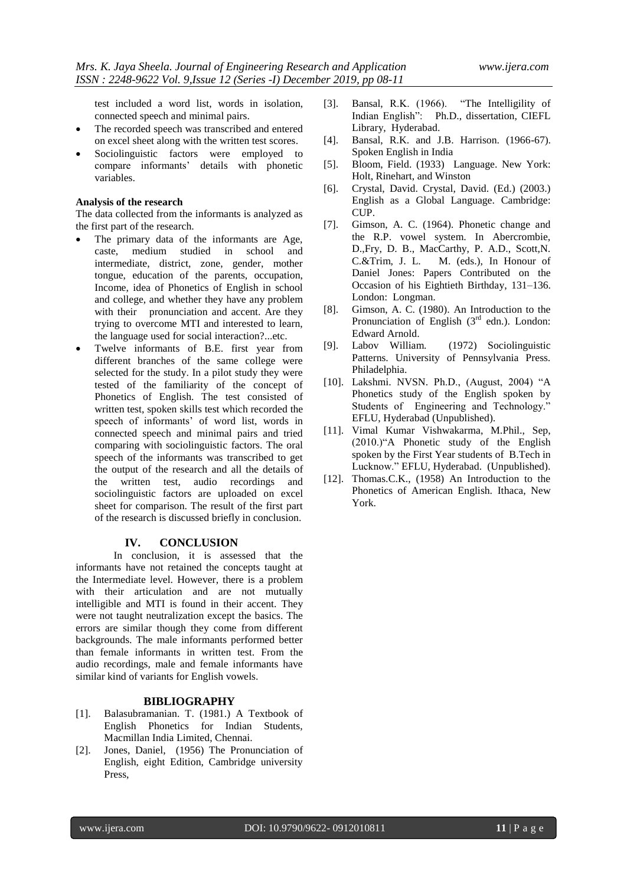test included a word list, words in isolation, connected speech and minimal pairs.

- The recorded speech was transcribed and entered on excel sheet along with the written test scores.
- Sociolinguistic factors were employed to compare informants' details with phonetic variables.

**Analysis of the research**

The data collected from the informants is analyzed as the first part of the research.

- The primary data of the informants are Age, caste, medium studied in school and intermediate, district, zone, gender, mother tongue, education of the parents, occupation, Income, idea of Phonetics of English in school and college, and whether they have any problem with their pronunciation and accent. Are they trying to overcome MTI and interested to learn, the language used for social interaction?...etc.
- Twelve informants of B.E. first year from different branches of the same college were selected for the study. In a pilot study they were tested of the familiarity of the concept of Phonetics of English. The test consisted of written test, spoken skills test which recorded the speech of informants' of word list, words in connected speech and minimal pairs and tried comparing with sociolinguistic factors. The oral speech of the informants was transcribed to get the output of the research and all the details of the written test, audio recordings and sociolinguistic factors are uploaded on excel sheet for comparison. The result of the first part of the research is discussed briefly in conclusion.

## IV. CONCLUSION

In conclusion, it is assessed that the informants have not retained the concepts taught at the Intermediate level. However, there is a problem with their articulation and are not mutually intelligible and MTI is found in their accent. They were not taught neutralization except the basics. The errors are similar though they come from different backgrounds. The male informants performed better than female informants in written test. From the audio recordings, male and female informants have similar kind of variants for English vowels.

## BIBLIOGRAPHY

[1]. Balasubramanian. T. (1981.) A Textbook of English Phonetics for Indian Students, Macmillan India Limited, Chennai.

[2]. Jones, Daniel, (1956) The Pronunciation of English, eight Edition, Cambridge university Press,

[3]. Bansal, R.K. (1966). "The Intelligility of Indian English": Ph.D., dissertation, CIEFL Library, Hyderabad.

[4]. Bansal, R.K. and J.B. Harrison. (1966-67). Spoken English in India

[5]. Bloom, Field. (1933) Language. New York: Holt, Rinehart, and Winston

[6]. Crystal, David. Crystal, David. (Ed.) (2003.) English as a Global Language. Cambridge: CUP.

[7]. Gimson, A. C. (1964). Phonetic change and the R.P. vowel system. In Abercrombie, D.,Fry, D. B., MacCarthy, P. A.D., Scott,N. C.&Trim, J. L. M. (eds.), In Honour of Daniel Jones: Papers Contributed on the Occasion of his Eightieth Birthday, 131–136. London: Longman.

[8]. Gimson, A. C. (1980). An Introduction to the Pronunciation of English (3rd edn.). London: Edward Arnold.

[9]. Labov William. (1972) Sociolinguistic Patterns. University of Pennsylvania Press. Philadelphia.

[10]. Lakshmi. NVSN. Ph.D., (August, 2004) "A Phonetics study of the English spoken by Students of Engineering and Technology." EFLU, Hyderabad (Unpublished).

[11]. Vimal Kumar Vishwakarma, M.Phil., Sep, (2010.)"A Phonetic study of the English spoken by the First Year students of B.Tech in Lucknow." EFLU, Hyderabad. (Unpublished).

[12]. Thomas.C.K., (1958) An Introduction to the Phonetics of American English. Ithaca, New York.